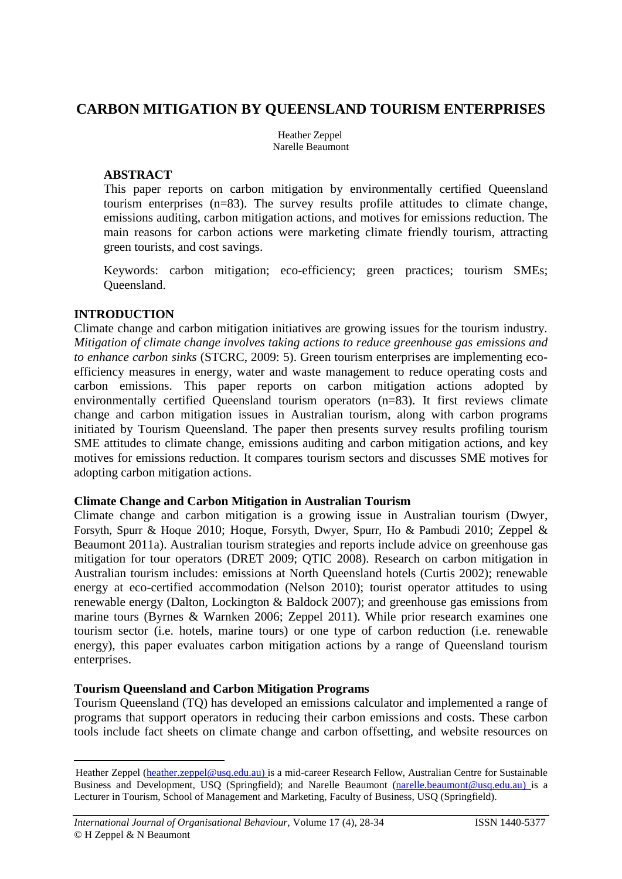# CARBON MITIGATION BY QUEENSLAND TOURISM ENTERPRISES

Heather Zeppel
Narelle Beaumont

## ABSTRACT

This paper reports on carbon mitigation by environmentally certified Queensland tourism enterprises (n=83). The survey results profile attitudes to climate change, emissions auditing, carbon mitigation actions, and motives for emissions reduction. The main reasons for carbon actions were marketing climate friendly tourism, attracting green tourists, and cost savings.

Keywords: carbon mitigation; eco-efficiency; green practices; tourism SMEs; Queensland.

## INTRODUCTION

Climate change and carbon mitigation initiatives are growing issues for the tourism industry. *Mitigation of climate change involves taking actions to reduce greenhouse gas emissions and to enhance carbon sinks* (STCRC, 2009: 5). Green tourism enterprises are implementing eco-efficiency measures in energy, water and waste management to reduce operating costs and carbon emissions. This paper reports on carbon mitigation actions adopted by environmentally certified Queensland tourism operators (n=83). It first reviews climate change and carbon mitigation issues in Australian tourism, along with carbon programs initiated by Tourism Queensland. The paper then presents survey results profiling tourism SME attitudes to climate change, emissions auditing and carbon mitigation actions, and key motives for emissions reduction. It compares tourism sectors and discusses SME motives for adopting carbon mitigation actions.

### Climate Change and Carbon Mitigation in Australian Tourism

Climate change and carbon mitigation is a growing issue in Australian tourism (Dwyer, Forsyth, Spurr & Hoque 2010; Hoque, Forsyth, Dwyer, Spurr, Ho & Pambudi 2010; Zeppel & Beaumont 2011a). Australian tourism strategies and reports include advice on greenhouse gas mitigation for tour operators (DRET 2009; QTIC 2008). Research on carbon mitigation in Australian tourism includes: emissions at North Queensland hotels (Curtis 2002); renewable energy at eco-certified accommodation (Nelson 2010); tourist operator attitudes to using renewable energy (Dalton, Lockington & Baldock 2007); and greenhouse gas emissions from marine tours (Byrnes & Warnken 2006; Zeppel 2011). While prior research examines one tourism sector (i.e. hotels, marine tours) or one type of carbon reduction (i.e. renewable energy), this paper evaluates carbon mitigation actions by a range of Queensland tourism enterprises.

### Tourism Queensland and Carbon Mitigation Programs

Tourism Queensland (TQ) has developed an emissions calculator and implemented a range of programs that support operators in reducing their carbon emissions and costs. These carbon tools include fact sheets on climate change and carbon offsetting, and website resources on

---

Heather Zeppel (heather.zeppel@usq.edu.au) is a mid-career Research Fellow, Australian Centre for Sustainable Business and Development, USQ (Springfield); and Narelle Beaumont (narelle.beaumont@usq.edu.au) is a Lecturer in Tourism, School of Management and Marketing, Faculty of Business, USQ (Springfield).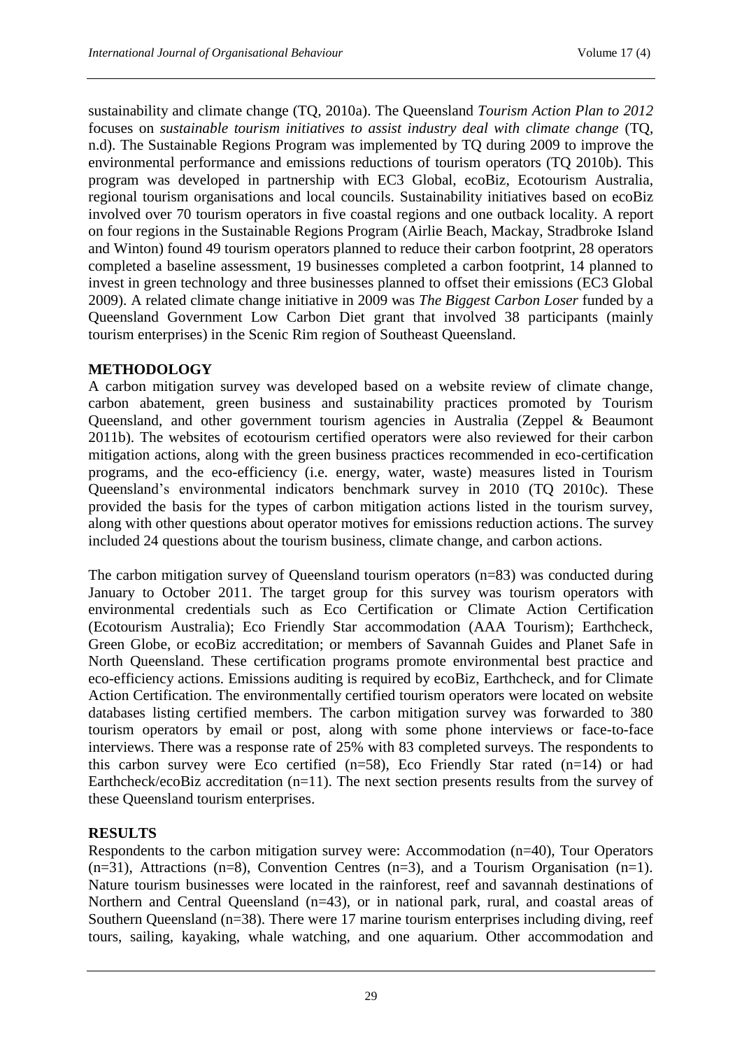sustainability and climate change (TQ, 2010a). The Queensland *Tourism Action Plan to 2012* focuses on *sustainable tourism initiatives to assist industry deal with climate change* (TQ, n.d). The Sustainable Regions Program was implemented by TQ during 2009 to improve the environmental performance and emissions reductions of tourism operators (TQ 2010b). This program was developed in partnership with EC3 Global, ecoBiz, Ecotourism Australia, regional tourism organisations and local councils. Sustainability initiatives based on ecoBiz involved over 70 tourism operators in five coastal regions and one outback locality. A report on four regions in the Sustainable Regions Program (Airlie Beach, Mackay, Stradbroke Island and Winton) found 49 tourism operators planned to reduce their carbon footprint, 28 operators completed a baseline assessment, 19 businesses completed a carbon footprint, 14 planned to invest in green technology and three businesses planned to offset their emissions (EC3 Global 2009). A related climate change initiative in 2009 was *The Biggest Carbon Loser* funded by a Queensland Government Low Carbon Diet grant that involved 38 participants (mainly tourism enterprises) in the Scenic Rim region of Southeast Queensland.

## METHODOLOGY

A carbon mitigation survey was developed based on a website review of climate change, carbon abatement, green business and sustainability practices promoted by Tourism Queensland, and other government tourism agencies in Australia (Zeppel & Beaumont 2011b). The websites of ecotourism certified operators were also reviewed for their carbon mitigation actions, along with the green business practices recommended in eco-certification programs, and the eco-efficiency (i.e. energy, water, waste) measures listed in Tourism Queensland's environmental indicators benchmark survey in 2010 (TQ 2010c). These provided the basis for the types of carbon mitigation actions listed in the tourism survey, along with other questions about operator motives for emissions reduction actions. The survey included 24 questions about the tourism business, climate change, and carbon actions.

The carbon mitigation survey of Queensland tourism operators (n=83) was conducted during January to October 2011. The target group for this survey was tourism operators with environmental credentials such as Eco Certification or Climate Action Certification (Ecotourism Australia); Eco Friendly Star accommodation (AAA Tourism); Earthcheck, Green Globe, or ecoBiz accreditation; or members of Savannah Guides and Planet Safe in North Queensland. These certification programs promote environmental best practice and eco-efficiency actions. Emissions auditing is required by ecoBiz, Earthcheck, and for Climate Action Certification. The environmentally certified tourism operators were located on website databases listing certified members. The carbon mitigation survey was forwarded to 380 tourism operators by email or post, along with some phone interviews or face-to-face interviews. There was a response rate of 25% with 83 completed surveys. The respondents to this carbon survey were Eco certified (n=58), Eco Friendly Star rated (n=14) or had Earthcheck/ecoBiz accreditation (n=11). The next section presents results from the survey of these Queensland tourism enterprises.

## RESULTS

Respondents to the carbon mitigation survey were: Accommodation (n=40), Tour Operators (n=31), Attractions (n=8), Convention Centres (n=3), and a Tourism Organisation (n=1). Nature tourism businesses were located in the rainforest, reef and savannah destinations of Northern and Central Queensland (n=43), or in national park, rural, and coastal areas of Southern Queensland (n=38). There were 17 marine tourism enterprises including diving, reef tours, sailing, kayaking, whale watching, and one aquarium. Other accommodation and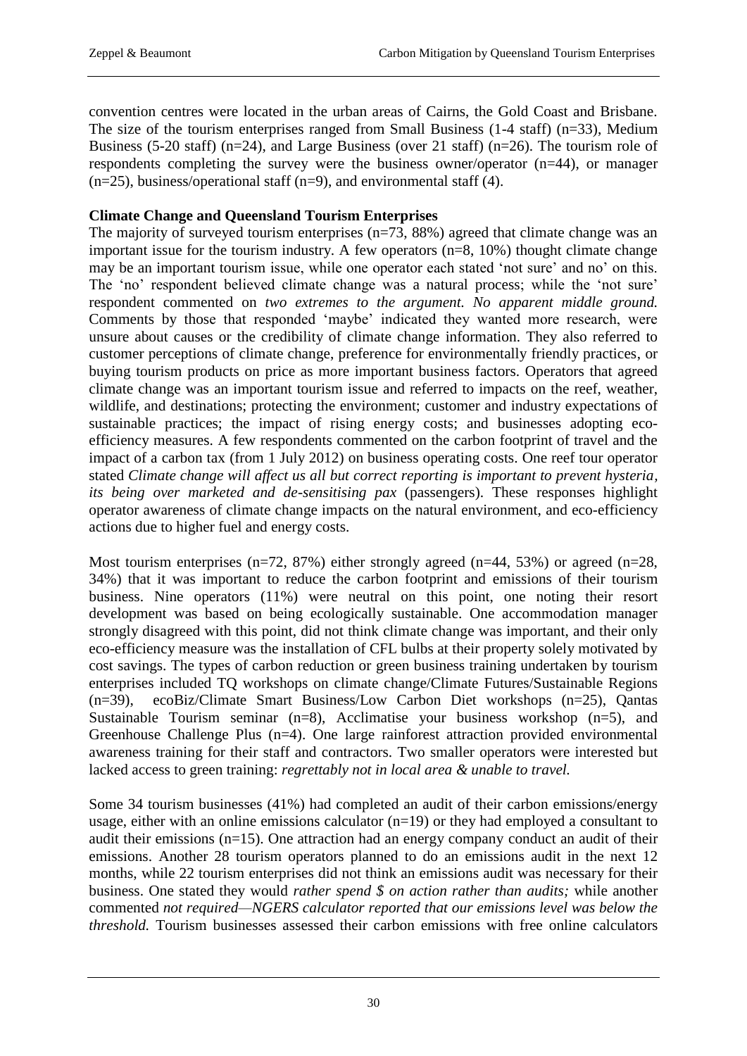convention centres were located in the urban areas of Cairns, the Gold Coast and Brisbane. The size of the tourism enterprises ranged from Small Business (1-4 staff) (n=33), Medium Business (5-20 staff) (n=24), and Large Business (over 21 staff) (n=26). The tourism role of respondents completing the survey were the business owner/operator (n=44), or manager (n=25), business/operational staff (n=9), and environmental staff (4).

**Climate Change and Queensland Tourism Enterprises**

The majority of surveyed tourism enterprises (n=73, 88%) agreed that climate change was an important issue for the tourism industry. A few operators (n=8, 10%) thought climate change may be an important tourism issue, while one operator each stated 'not sure' and no' on this. The 'no' respondent believed climate change was a natural process; while the 'not sure' respondent commented on *two extremes to the argument. No apparent middle ground.* Comments by those that responded 'maybe' indicated they wanted more research, were unsure about causes or the credibility of climate change information. They also referred to customer perceptions of climate change, preference for environmentally friendly practices, or buying tourism products on price as more important business factors. Operators that agreed climate change was an important tourism issue and referred to impacts on the reef, weather, wildlife, and destinations; protecting the environment; customer and industry expectations of sustainable practices; the impact of rising energy costs; and businesses adopting eco-efficiency measures. A few respondents commented on the carbon footprint of travel and the impact of a carbon tax (from 1 July 2012) on business operating costs. One reef tour operator stated *Climate change will affect us all but correct reporting is important to prevent hysteria, its being over marketed and de-sensitising pax* (passengers). These responses highlight operator awareness of climate change impacts on the natural environment, and eco-efficiency actions due to higher fuel and energy costs.

Most tourism enterprises (n=72, 87%) either strongly agreed (n=44, 53%) or agreed (n=28, 34%) that it was important to reduce the carbon footprint and emissions of their tourism business. Nine operators (11%) were neutral on this point, one noting their resort development was based on being ecologically sustainable. One accommodation manager strongly disagreed with this point, did not think climate change was important, and their only eco-efficiency measure was the installation of CFL bulbs at their property solely motivated by cost savings. The types of carbon reduction or green business training undertaken by tourism enterprises included TQ workshops on climate change/Climate Futures/Sustainable Regions (n=39), ecoBiz/Climate Smart Business/Low Carbon Diet workshops (n=25), Qantas Sustainable Tourism seminar (n=8), Acclimatise your business workshop (n=5), and Greenhouse Challenge Plus (n=4). One large rainforest attraction provided environmental awareness training for their staff and contractors. Two smaller operators were interested but lacked access to green training: *regrettably not in local area & unable to travel.*

Some 34 tourism businesses (41%) had completed an audit of their carbon emissions/energy usage, either with an online emissions calculator (n=19) or they had employed a consultant to audit their emissions (n=15). One attraction had an energy company conduct an audit of their emissions. Another 28 tourism operators planned to do an emissions audit in the next 12 months, while 22 tourism enterprises did not think an emissions audit was necessary for their business. One stated they would *rather spend $ on action rather than audits;* while another commented *not required—NGERS calculator reported that our emissions level was below the threshold.* Tourism businesses assessed their carbon emissions with free online calculators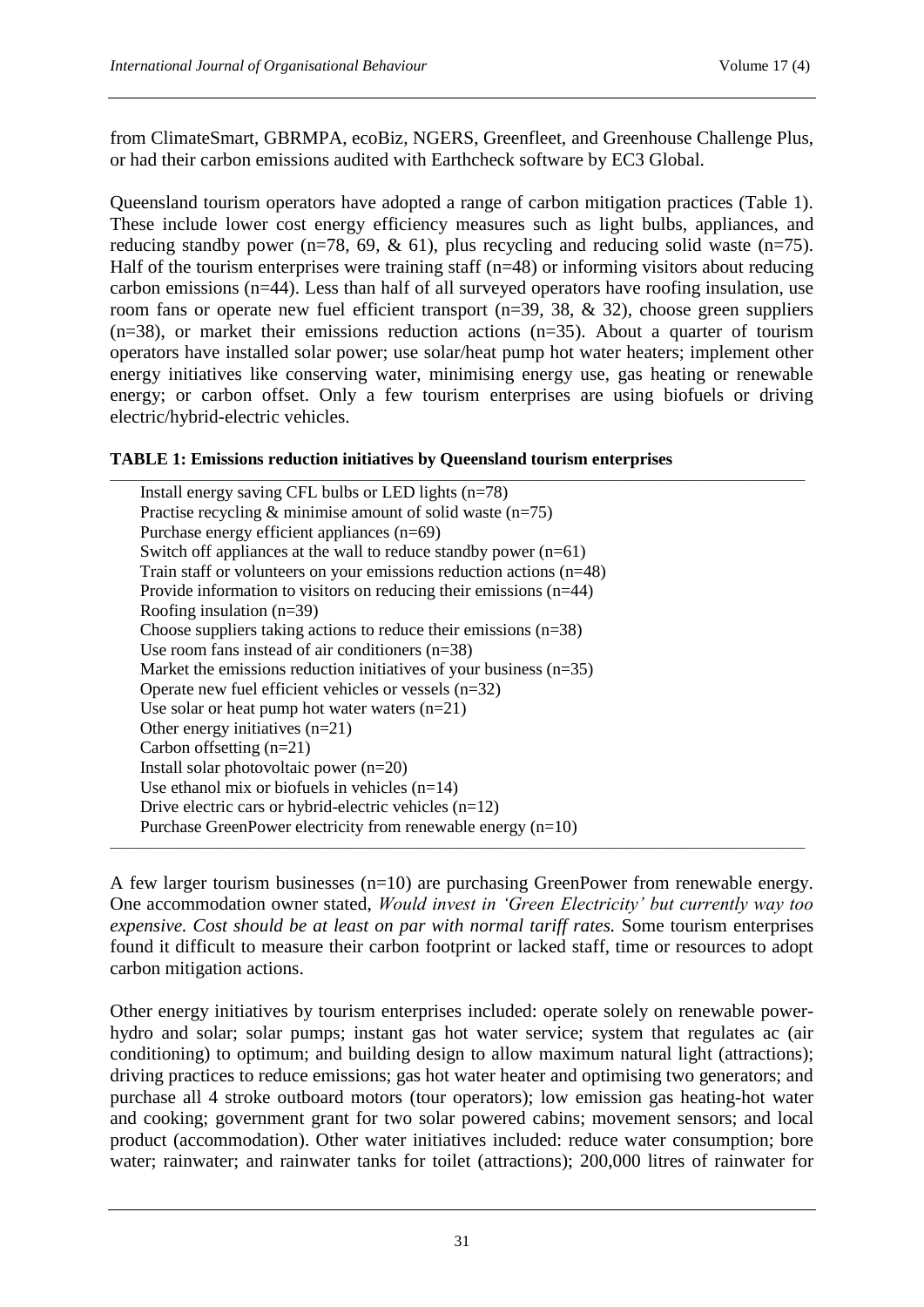from ClimateSmart, GBRMPA, ecoBiz, NGERS, Greenfleet, and Greenhouse Challenge Plus, or had their carbon emissions audited with Earthcheck software by EC3 Global.

Queensland tourism operators have adopted a range of carbon mitigation practices (Table 1). These include lower cost energy efficiency measures such as light bulbs, appliances, and reducing standby power (n=78, 69, & 61), plus recycling and reducing solid waste (n=75). Half of the tourism enterprises were training staff (n=48) or informing visitors about reducing carbon emissions (n=44). Less than half of all surveyed operators have roofing insulation, use room fans or operate new fuel efficient transport (n=39, 38, & 32), choose green suppliers (n=38), or market their emissions reduction actions (n=35). About a quarter of tourism operators have installed solar power; use solar/heat pump hot water heaters; implement other energy initiatives like conserving water, minimising energy use, gas heating or renewable energy; or carbon offset. Only a few tourism enterprises are using biofuels or driving electric/hybrid-electric vehicles.

**TABLE 1: Emissions reduction initiatives by Queensland tourism enterprises**

Install energy saving CFL bulbs or LED lights (n=78)
Practise recycling & minimise amount of solid waste (n=75)
Purchase energy efficient appliances (n=69)
Switch off appliances at the wall to reduce standby power (n=61)
Train staff or volunteers on your emissions reduction actions (n=48)
Provide information to visitors on reducing their emissions (n=44)
Roofing insulation (n=39)
Choose suppliers taking actions to reduce their emissions (n=38)
Use room fans instead of air conditioners (n=38)
Market the emissions reduction initiatives of your business (n=35)
Operate new fuel efficient vehicles or vessels (n=32)
Use solar or heat pump hot water waters (n=21)
Other energy initiatives (n=21)
Carbon offsetting (n=21)
Install solar photovoltaic power (n=20)
Use ethanol mix or biofuels in vehicles (n=14)
Drive electric cars or hybrid-electric vehicles (n=12)
Purchase GreenPower electricity from renewable energy (n=10)

A few larger tourism businesses (n=10) are purchasing GreenPower from renewable energy. One accommodation owner stated, *Would invest in 'Green Electricity' but currently way too expensive. Cost should be at least on par with normal tariff rates.* Some tourism enterprises found it difficult to measure their carbon footprint or lacked staff, time or resources to adopt carbon mitigation actions.

Other energy initiatives by tourism enterprises included: operate solely on renewable power-hydro and solar; solar pumps; instant gas hot water service; system that regulates ac (air conditioning) to optimum; and building design to allow maximum natural light (attractions); driving practices to reduce emissions; gas hot water heater and optimising two generators; and purchase all 4 stroke outboard motors (tour operators); low emission gas heating-hot water and cooking; government grant for two solar powered cabins; movement sensors; and local product (accommodation). Other water initiatives included: reduce water consumption; bore water; rainwater; and rainwater tanks for toilet (attractions); 200,000 litres of rainwater for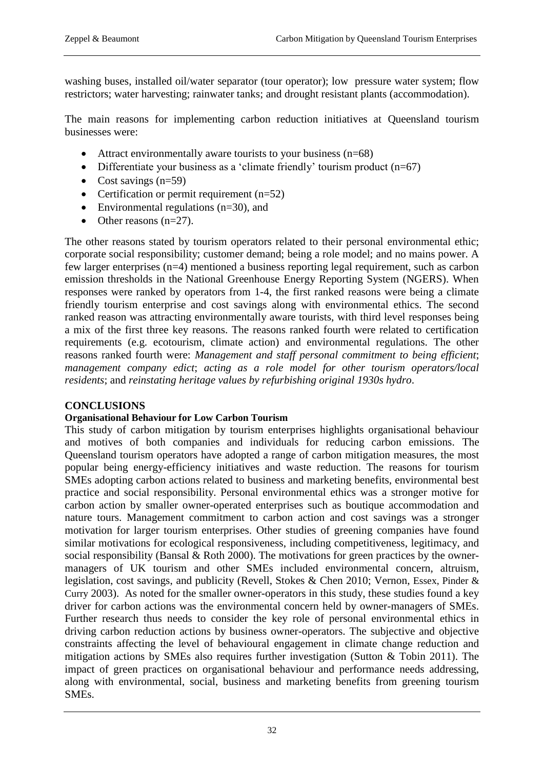washing buses, installed oil/water separator (tour operator); low pressure water system; flow restrictors; water harvesting; rainwater tanks; and drought resistant plants (accommodation).

The main reasons for implementing carbon reduction initiatives at Queensland tourism businesses were:

- Attract environmentally aware tourists to your business (n=68)
- Differentiate your business as a 'climate friendly' tourism product (n=67)
- Cost savings (n=59)
- Certification or permit requirement (n=52)
- Environmental regulations (n=30), and
- Other reasons (n=27).

The other reasons stated by tourism operators related to their personal environmental ethic; corporate social responsibility; customer demand; being a role model; and no mains power. A few larger enterprises (n=4) mentioned a business reporting legal requirement, such as carbon emission thresholds in the National Greenhouse Energy Reporting System (NGERS). When responses were ranked by operators from 1-4, the first ranked reasons were being a climate friendly tourism enterprise and cost savings along with environmental ethics. The second ranked reason was attracting environmentally aware tourists, with third level responses being a mix of the first three key reasons. The reasons ranked fourth were related to certification requirements (e.g. ecotourism, climate action) and environmental regulations. The other reasons ranked fourth were: *Management and staff personal commitment to being efficient*; *management company edict*; *acting as a role model for other tourism operators/local residents*; and *reinstating heritage values by refurbishing original 1930s hydro*.

## CONCLUSIONS

### Organisational Behaviour for Low Carbon Tourism

This study of carbon mitigation by tourism enterprises highlights organisational behaviour and motives of both companies and individuals for reducing carbon emissions. The Queensland tourism operators have adopted a range of carbon mitigation measures, the most popular being energy-efficiency initiatives and waste reduction. The reasons for tourism SMEs adopting carbon actions related to business and marketing benefits, environmental best practice and social responsibility. Personal environmental ethics was a stronger motive for carbon action by smaller owner-operated enterprises such as boutique accommodation and nature tours. Management commitment to carbon action and cost savings was a stronger motivation for larger tourism enterprises. Other studies of greening companies have found similar motivations for ecological responsiveness, including competitiveness, legitimacy, and social responsibility (Bansal & Roth 2000). The motivations for green practices by the owner-managers of UK tourism and other SMEs included environmental concern, altruism, legislation, cost savings, and publicity (Revell, Stokes & Chen 2010; Vernon, Essex, Pinder & Curry 2003). As noted for the smaller owner-operators in this study, these studies found a key driver for carbon actions was the environmental concern held by owner-managers of SMEs. Further research thus needs to consider the key role of personal environmental ethics in driving carbon reduction actions by business owner-operators. The subjective and objective constraints affecting the level of behavioural engagement in climate change reduction and mitigation actions by SMEs also requires further investigation (Sutton & Tobin 2011). The impact of green practices on organisational behaviour and performance needs addressing, along with environmental, social, business and marketing benefits from greening tourism SMEs.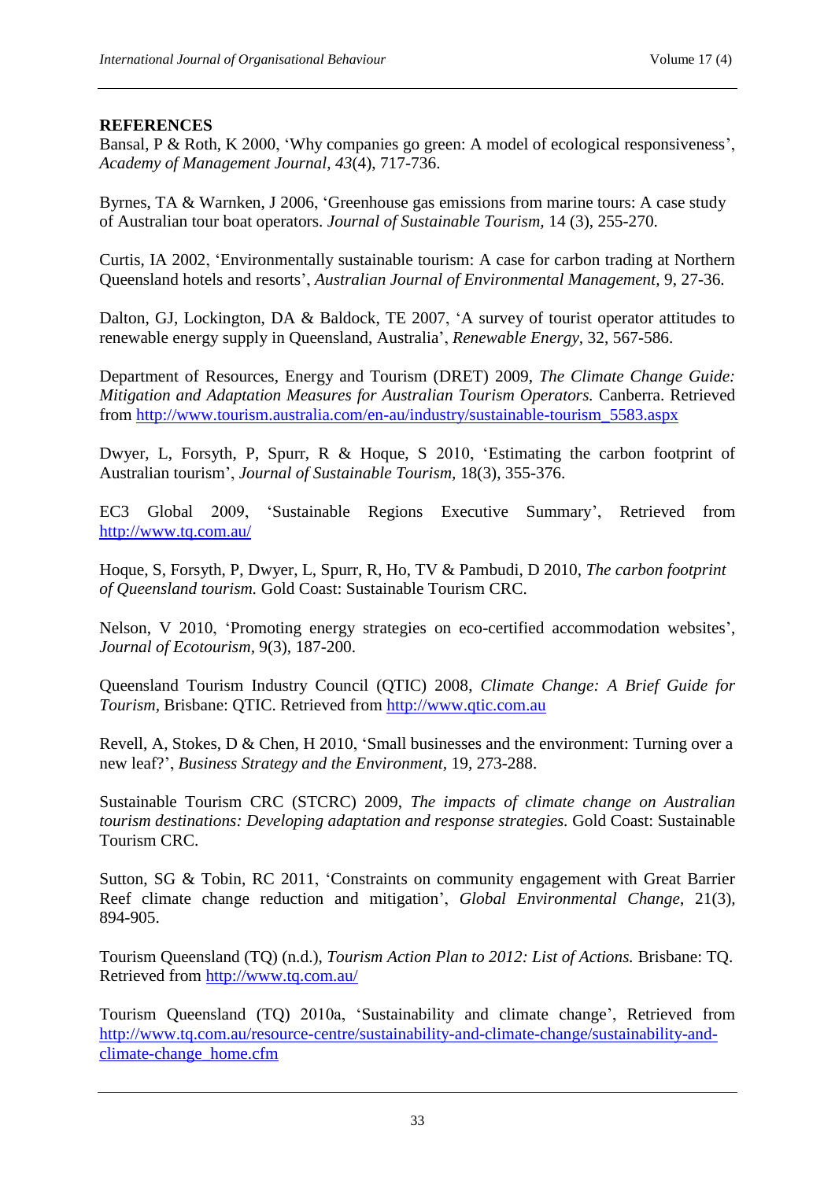**REFERENCES**

Bansal, P & Roth, K 2000, 'Why companies go green: A model of ecological responsiveness', *Academy of Management Journal*, *43*(4), 717-736.

Byrnes, TA & Warnken, J 2006, 'Greenhouse gas emissions from marine tours: A case study of Australian tour boat operators. *Journal of Sustainable Tourism,* 14 (3), 255-270.

Curtis, IA 2002, 'Environmentally sustainable tourism: A case for carbon trading at Northern Queensland hotels and resorts', *Australian Journal of Environmental Management*, 9, 27-36.

Dalton, GJ, Lockington, DA & Baldock, TE 2007, 'A survey of tourist operator attitudes to renewable energy supply in Queensland, Australia', *Renewable Energy*, 32, 567-586.

Department of Resources, Energy and Tourism (DRET) 2009, *The Climate Change Guide: Mitigation and Adaptation Measures for Australian Tourism Operators.* Canberra. Retrieved from http://www.tourism.australia.com/en-au/industry/sustainable-tourism_5583.aspx

Dwyer, L, Forsyth, P, Spurr, R & Hoque, S 2010, 'Estimating the carbon footprint of Australian tourism', *Journal of Sustainable Tourism,* 18(3), 355-376.

EC3 Global 2009, 'Sustainable Regions Executive Summary', Retrieved from http://www.tq.com.au/

Hoque, S, Forsyth, P, Dwyer, L, Spurr, R, Ho, TV & Pambudi, D 2010, *The carbon footprint of Queensland tourism.* Gold Coast: Sustainable Tourism CRC.

Nelson, V 2010, 'Promoting energy strategies on eco-certified accommodation websites', *Journal of Ecotourism*, 9(3), 187-200.

Queensland Tourism Industry Council (QTIC) 2008, *Climate Change: A Brief Guide for Tourism,* Brisbane: QTIC. Retrieved from http://www.qtic.com.au

Revell, A, Stokes, D & Chen, H 2010, 'Small businesses and the environment: Turning over a new leaf?', *Business Strategy and the Environment*, 19, 273-288.

Sustainable Tourism CRC (STCRC) 2009, *The impacts of climate change on Australian tourism destinations: Developing adaptation and response strategies.* Gold Coast: Sustainable Tourism CRC.

Sutton, SG & Tobin, RC 2011, 'Constraints on community engagement with Great Barrier Reef climate change reduction and mitigation', *Global Environmental Change*, 21(3), 894-905.

Tourism Queensland (TQ) (n.d.), *Tourism Action Plan to 2012: List of Actions.* Brisbane: TQ. Retrieved from http://www.tq.com.au/

Tourism Queensland (TQ) 2010a, 'Sustainability and climate change', Retrieved from http://www.tq.com.au/resource-centre/sustainability-and-climate-change/sustainability-and-climate-change_home.cfm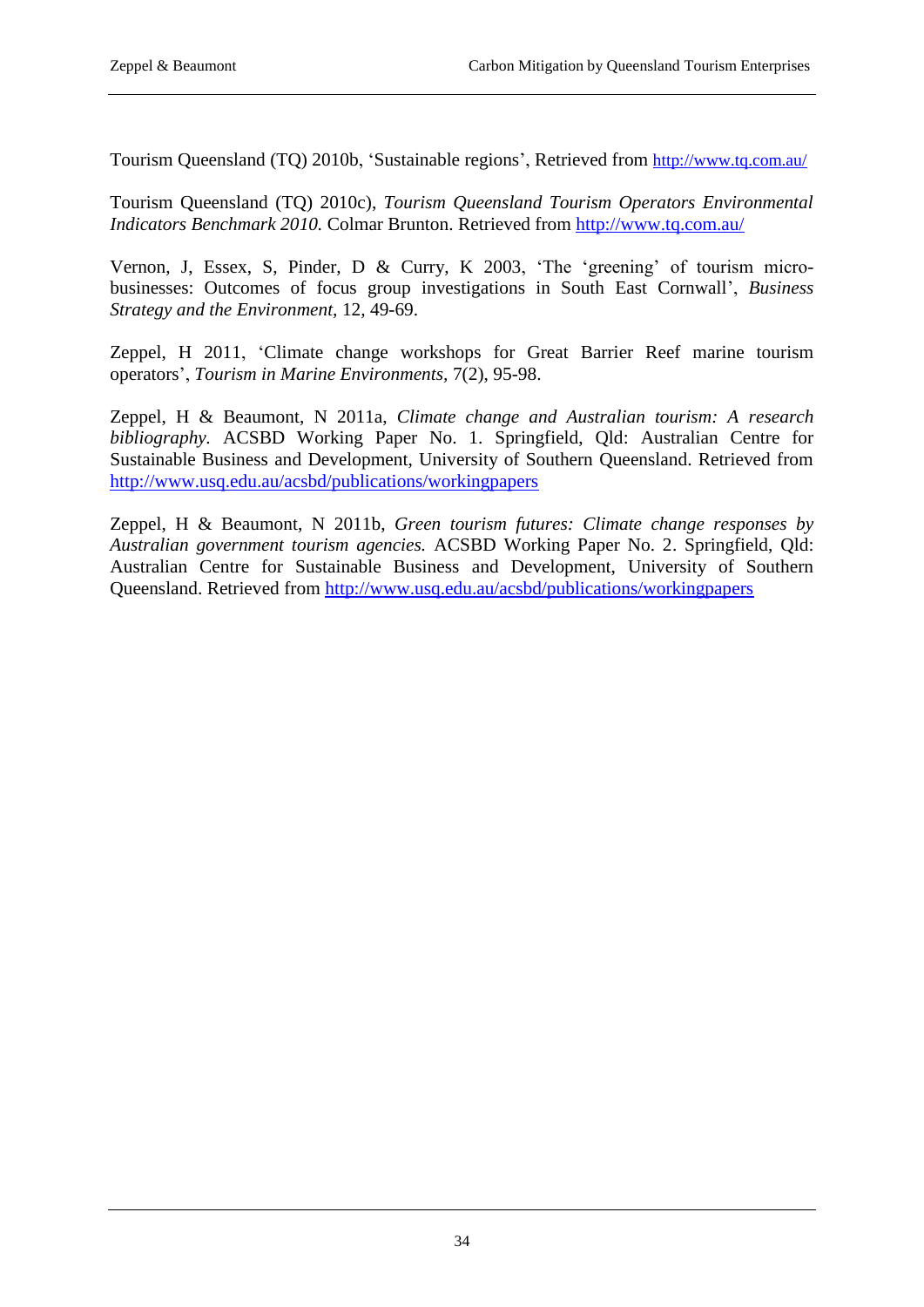Tourism Queensland (TQ) 2010b, 'Sustainable regions', Retrieved from http://www.tq.com.au/

Tourism Queensland (TQ) 2010c), *Tourism Queensland Tourism Operators Environmental Indicators Benchmark 2010.* Colmar Brunton. Retrieved from http://www.tq.com.au/

Vernon, J, Essex, S, Pinder, D & Curry, K 2003, 'The 'greening' of tourism micro-businesses: Outcomes of focus group investigations in South East Cornwall', *Business Strategy and the Environment,* 12, 49-69.

Zeppel, H 2011, 'Climate change workshops for Great Barrier Reef marine tourism operators', *Tourism in Marine Environments,* 7(2), 95-98.

Zeppel, H & Beaumont, N 2011a, *Climate change and Australian tourism: A research bibliography.* ACSBD Working Paper No. 1. Springfield, Qld: Australian Centre for Sustainable Business and Development, University of Southern Queensland. Retrieved from http://www.usq.edu.au/acsbd/publications/workingpapers

Zeppel, H & Beaumont, N 2011b, *Green tourism futures: Climate change responses by Australian government tourism agencies.* ACSBD Working Paper No. 2. Springfield, Qld: Australian Centre for Sustainable Business and Development, University of Southern Queensland. Retrieved from http://www.usq.edu.au/acsbd/publications/workingpapers